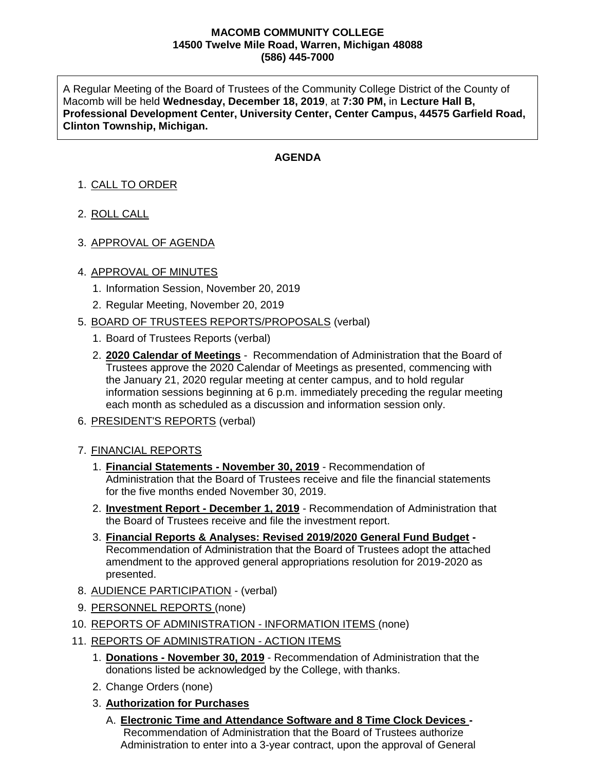**MACOMB COMMUNITY COLLEGE**
**14500 Twelve Mile Road, Warren, Michigan 48088**
**(586) 445-7000**

A Regular Meeting of the Board of Trustees of the Community College District of the County of Macomb will be held **Wednesday, December 18, 2019**, at **7:30 PM,** in **Lecture Hall B, Professional Development Center, University Center, Center Campus, 44575 Garfield Road, Clinton Township, Michigan.**

## AGENDA

1. CALL TO ORDER
2. ROLL CALL
3. APPROVAL OF AGENDA
4. APPROVAL OF MINUTES
   1. Information Session, November 20, 2019
   2. Regular Meeting, November 20, 2019
5. BOARD OF TRUSTEES REPORTS/PROPOSALS (verbal)
   1. Board of Trustees Reports (verbal)
   2. **2020 Calendar of Meetings** - Recommendation of Administration that the Board of Trustees approve the 2020 Calendar of Meetings as presented, commencing with the January 21, 2020 regular meeting at center campus, and to hold regular information sessions beginning at 6 p.m. immediately preceding the regular meeting each month as scheduled as a discussion and information session only.
6. PRESIDENT'S REPORTS (verbal)
7. FINANCIAL REPORTS
   1. **Financial Statements - November 30, 2019** - Recommendation of Administration that the Board of Trustees receive and file the financial statements for the five months ended November 30, 2019.
   2. **Investment Report - December 1, 2019** - Recommendation of Administration that the Board of Trustees receive and file the investment report.
   3. **Financial Reports & Analyses: Revised 2019/2020 General Fund Budget -** Recommendation of Administration that the Board of Trustees adopt the attached amendment to the approved general appropriations resolution for 2019-2020 as presented.
8. AUDIENCE PARTICIPATION - (verbal)
9. PERSONNEL REPORTS (none)
10. REPORTS OF ADMINISTRATION - INFORMATION ITEMS (none)
11. REPORTS OF ADMINISTRATION - ACTION ITEMS
    1. **Donations - November 30, 2019** - Recommendation of Administration that the donations listed be acknowledged by the College, with thanks.
    2. Change Orders (none)
    3. **Authorization for Purchases**
       A. **Electronic Time and Attendance Software and 8 Time Clock Devices -** Recommendation of Administration that the Board of Trustees authorize Administration to enter into a 3-year contract, upon the approval of General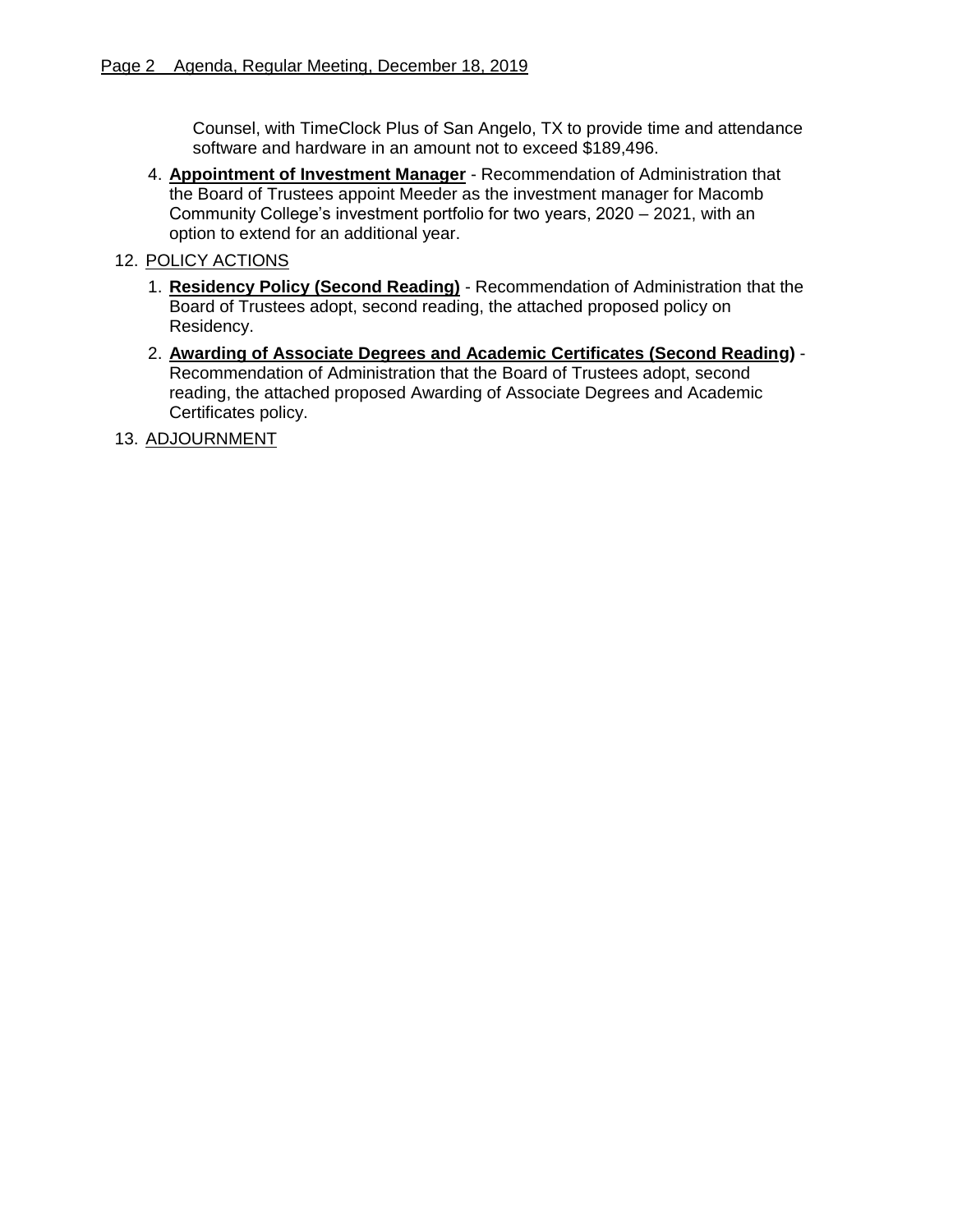Counsel, with TimeClock Plus of San Angelo, TX to provide time and attendance software and hardware in an amount not to exceed $189,496.

4. **Appointment of Investment Manager** - Recommendation of Administration that the Board of Trustees appoint Meeder as the investment manager for Macomb Community College's investment portfolio for two years, 2020 – 2021, with an option to extend for an additional year.

12. POLICY ACTIONS

    1. **Residency Policy (Second Reading)** - Recommendation of Administration that the Board of Trustees adopt, second reading, the attached proposed policy on Residency.

    2. **Awarding of Associate Degrees and Academic Certificates (Second Reading)** - Recommendation of Administration that the Board of Trustees adopt, second reading, the attached proposed Awarding of Associate Degrees and Academic Certificates policy.

13. ADJOURNMENT